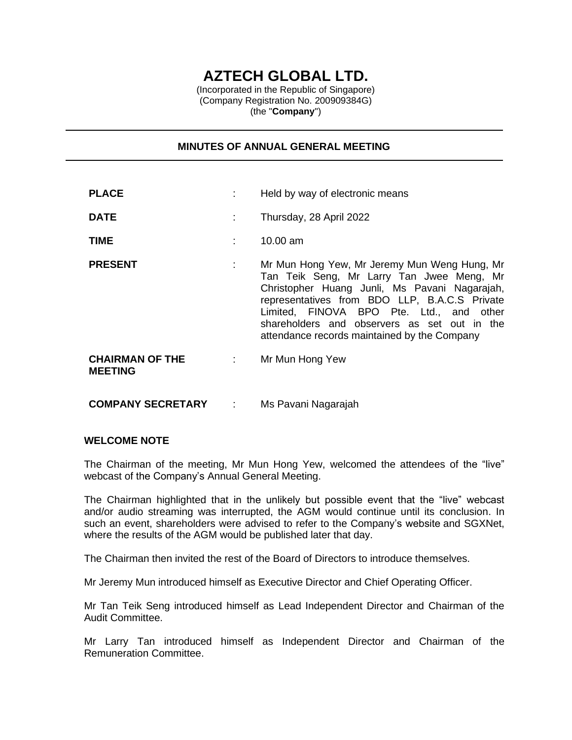# AZTECH GLOBAL LTD.

(Incorporated in the Republic of Singapore)
(Company Registration No. 200909384G)
(the "**Company**")

---

## MINUTES OF ANNUAL GENERAL MEETING

---

| | | |
|---|---|---|
| **PLACE** | : | Held by way of electronic means |
| **DATE** | : | Thursday, 28 April 2022 |
| **TIME** | : | 10.00 am |
| **PRESENT** | : | Mr Mun Hong Yew, Mr Jeremy Mun Weng Hung, Mr Tan Teik Seng, Mr Larry Tan Jwee Meng, Mr Christopher Huang Junli, Ms Pavani Nagarajah, representatives from BDO LLP, B.A.C.S Private Limited, FINOVA BPO Pte. Ltd., and other shareholders and observers as set out in the attendance records maintained by the Company |
| **CHAIRMAN OF THE MEETING** | : | Mr Mun Hong Yew |
| **COMPANY SECRETARY** | : | Ms Pavani Nagarajah |

**WELCOME NOTE**

The Chairman of the meeting, Mr Mun Hong Yew, welcomed the attendees of the "live" webcast of the Company's Annual General Meeting.

The Chairman highlighted that in the unlikely but possible event that the "live" webcast and/or audio streaming was interrupted, the AGM would continue until its conclusion. In such an event, shareholders were advised to refer to the Company's website and SGXNet, where the results of the AGM would be published later that day.

The Chairman then invited the rest of the Board of Directors to introduce themselves.

Mr Jeremy Mun introduced himself as Executive Director and Chief Operating Officer.

Mr Tan Teik Seng introduced himself as Lead Independent Director and Chairman of the Audit Committee.

Mr Larry Tan introduced himself as Independent Director and Chairman of the Remuneration Committee.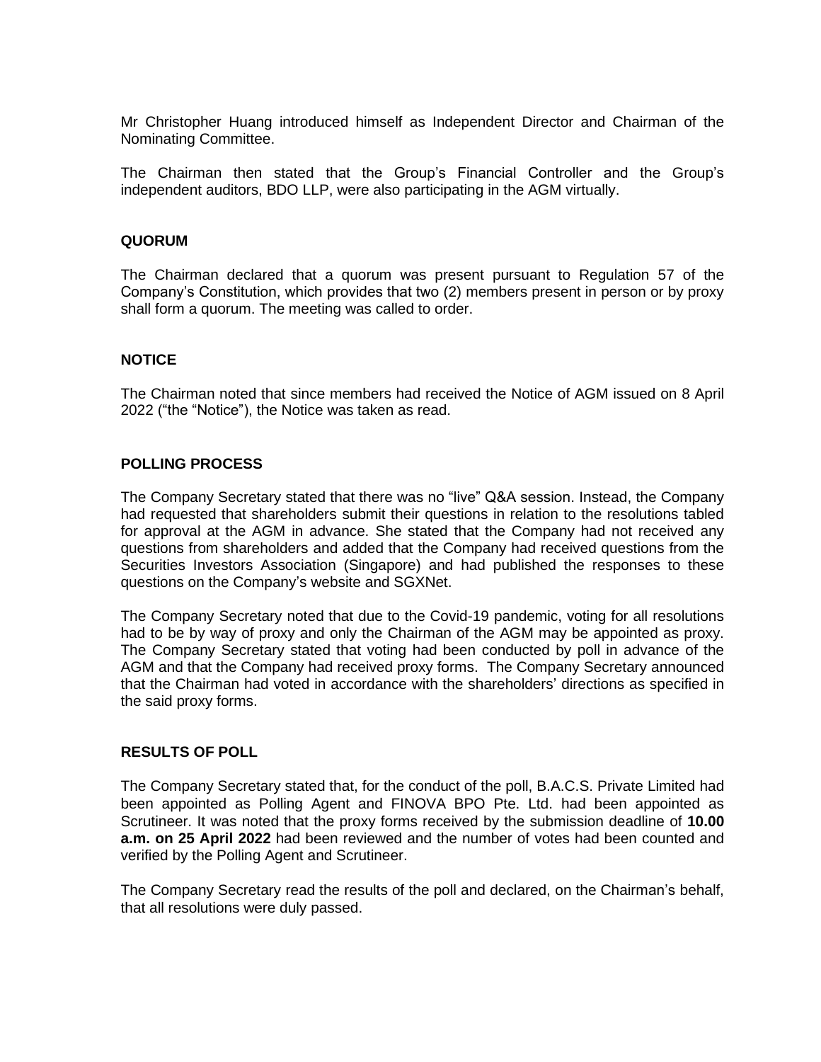Mr Christopher Huang introduced himself as Independent Director and Chairman of the Nominating Committee.

The Chairman then stated that the Group's Financial Controller and the Group's independent auditors, BDO LLP, were also participating in the AGM virtually.

**QUORUM**

The Chairman declared that a quorum was present pursuant to Regulation 57 of the Company's Constitution, which provides that two (2) members present in person or by proxy shall form a quorum. The meeting was called to order.

**NOTICE**

The Chairman noted that since members had received the Notice of AGM issued on 8 April 2022 ("the "Notice"), the Notice was taken as read.

**POLLING PROCESS**

The Company Secretary stated that there was no "live" Q&A session. Instead, the Company had requested that shareholders submit their questions in relation to the resolutions tabled for approval at the AGM in advance. She stated that the Company had not received any questions from shareholders and added that the Company had received questions from the Securities Investors Association (Singapore) and had published the responses to these questions on the Company's website and SGXNet.

The Company Secretary noted that due to the Covid-19 pandemic, voting for all resolutions had to be by way of proxy and only the Chairman of the AGM may be appointed as proxy. The Company Secretary stated that voting had been conducted by poll in advance of the AGM and that the Company had received proxy forms. The Company Secretary announced that the Chairman had voted in accordance with the shareholders' directions as specified in the said proxy forms.

**RESULTS OF POLL**

The Company Secretary stated that, for the conduct of the poll, B.A.C.S. Private Limited had been appointed as Polling Agent and FINOVA BPO Pte. Ltd. had been appointed as Scrutineer. It was noted that the proxy forms received by the submission deadline of **10.00 a.m. on 25 April 2022** had been reviewed and the number of votes had been counted and verified by the Polling Agent and Scrutineer.

The Company Secretary read the results of the poll and declared, on the Chairman's behalf, that all resolutions were duly passed.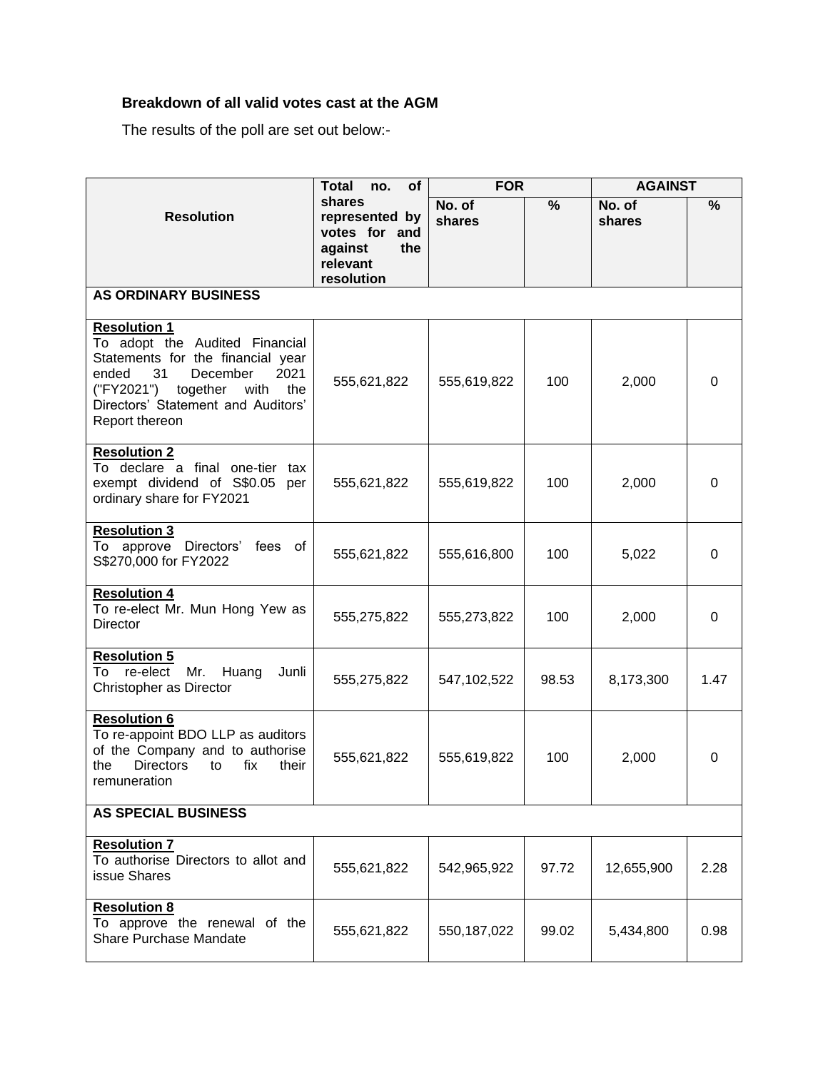**Breakdown of all valid votes cast at the AGM**

The results of the poll are set out below:-

| Resolution | Total no. of shares represented by votes for and against the relevant resolution | FOR | | AGAINST | |
|---|---|---|---|---|---|
| | | No. of shares | % | No. of shares | % |
| **AS ORDINARY BUSINESS** | | | | | |
| **Resolution 1** To adopt the Audited Financial Statements for the financial year ended 31 December 2021 ("FY2021") together with the Directors' Statement and Auditors' Report thereon | 555,621,822 | 555,619,822 | 100 | 2,000 | 0 |
| **Resolution 2** To declare a final one-tier tax exempt dividend of S$0.05 per ordinary share for FY2021 | 555,621,822 | 555,619,822 | 100 | 2,000 | 0 |
| **Resolution 3** To approve Directors' fees of S$270,000 for FY2022 | 555,621,822 | 555,616,800 | 100 | 5,022 | 0 |
| **Resolution 4** To re-elect Mr. Mun Hong Yew as Director | 555,275,822 | 555,273,822 | 100 | 2,000 | 0 |
| **Resolution 5** To re-elect Mr. Huang Junli Christopher as Director | 555,275,822 | 547,102,522 | 98.53 | 8,173,300 | 1.47 |
| **Resolution 6** To re-appoint BDO LLP as auditors of the Company and to authorise the Directors to fix their remuneration | 555,621,822 | 555,619,822 | 100 | 2,000 | 0 |
| **AS SPECIAL BUSINESS** | | | | | |
| **Resolution 7** To authorise Directors to allot and issue Shares | 555,621,822 | 542,965,922 | 97.72 | 12,655,900 | 2.28 |
| **Resolution 8** To approve the renewal of the Share Purchase Mandate | 555,621,822 | 550,187,022 | 99.02 | 5,434,800 | 0.98 |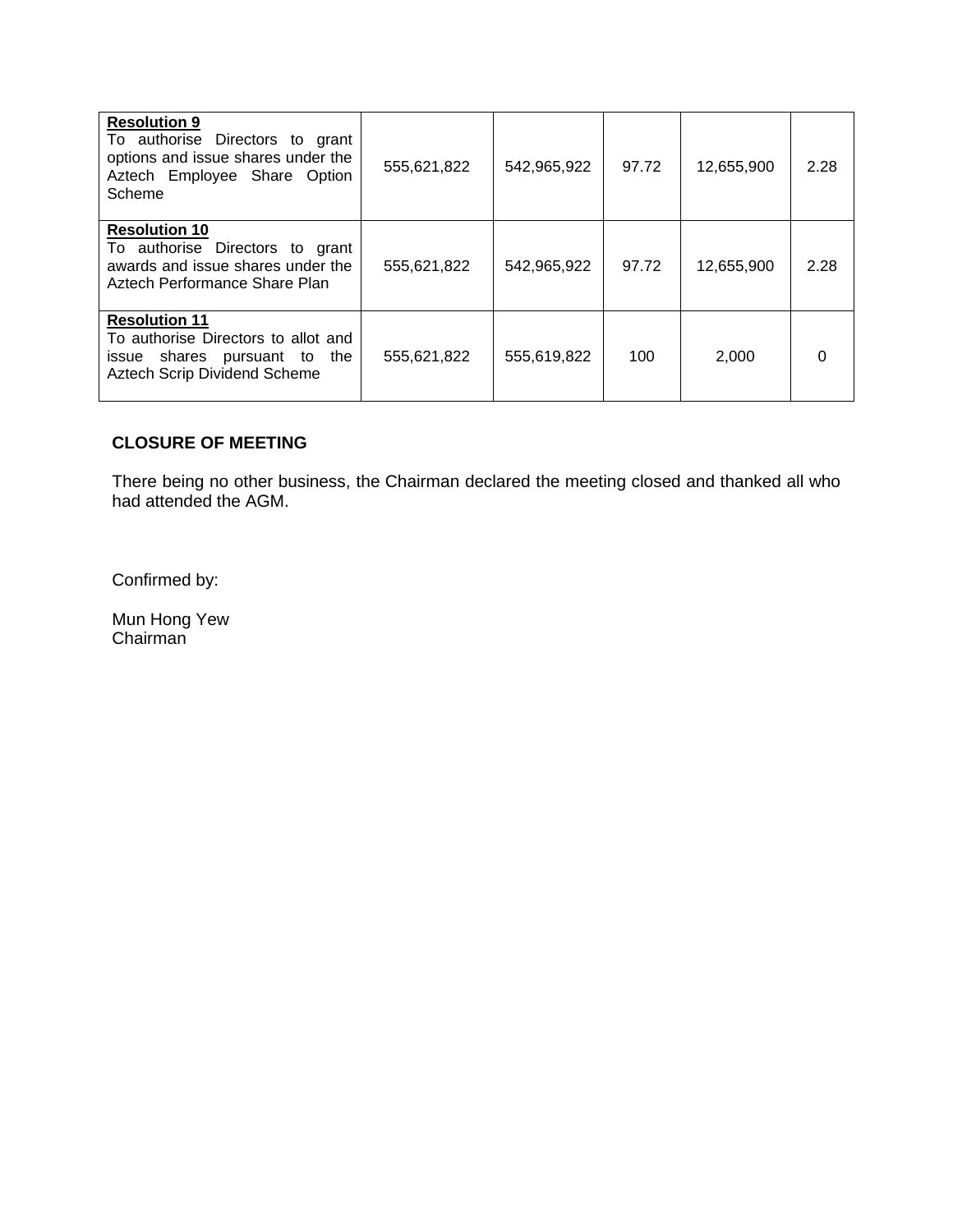| | | | | | |
|---|---|---|---|---|---|
| **Resolution 9**<br>To authorise Directors to grant options and issue shares under the Aztech Employee Share Option Scheme | 555,621,822 | 542,965,922 | 97.72 | 12,655,900 | 2.28 |
| **Resolution 10**<br>To authorise Directors to grant awards and issue shares under the Aztech Performance Share Plan | 555,621,822 | 542,965,922 | 97.72 | 12,655,900 | 2.28 |
| **Resolution 11**<br>To authorise Directors to allot and issue shares pursuant to the Aztech Scrip Dividend Scheme | 555,621,822 | 555,619,822 | 100 | 2,000 | 0 |

**CLOSURE OF MEETING**

There being no other business, the Chairman declared the meeting closed and thanked all who had attended the AGM.

Confirmed by:

Mun Hong Yew
Chairman